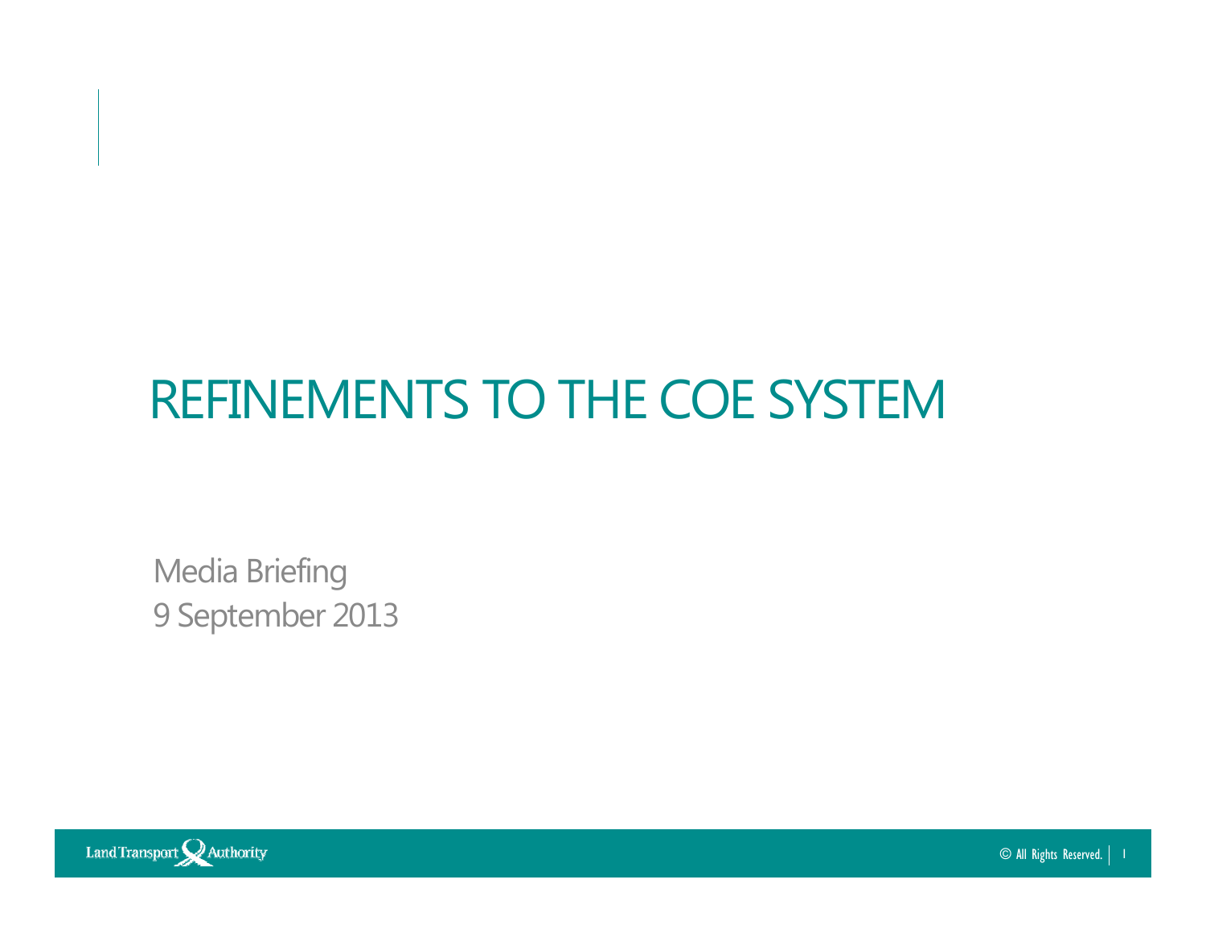# REFINEMENTS TO THE COE SYSTEM

Media Briefing
9 September 2013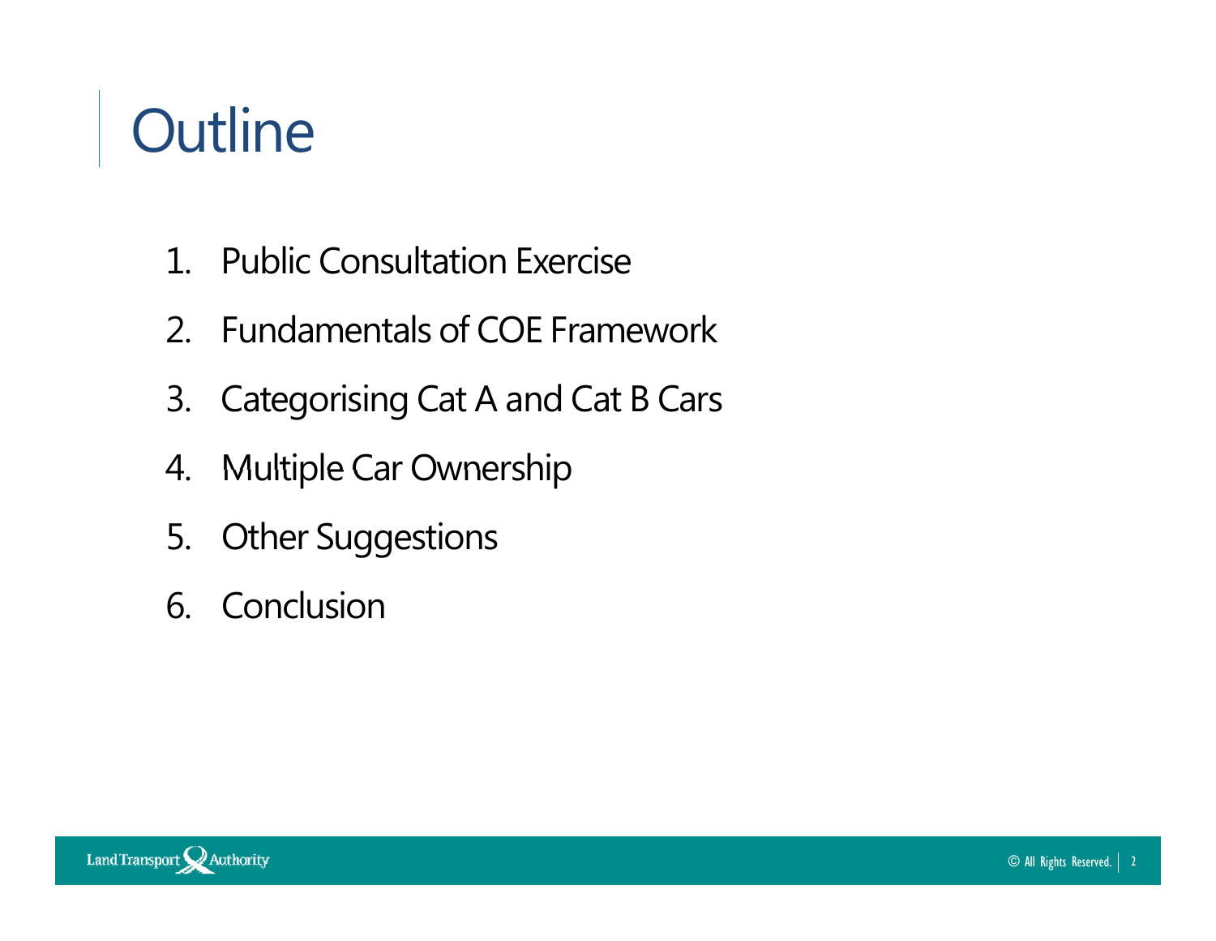# Outline

1. Public Consultation Exercise
2. Fundamentals of COE Framework
3. Categorising Cat A and Cat B Cars
4. Multiple Car Ownership
5. Other Suggestions
6. Conclusion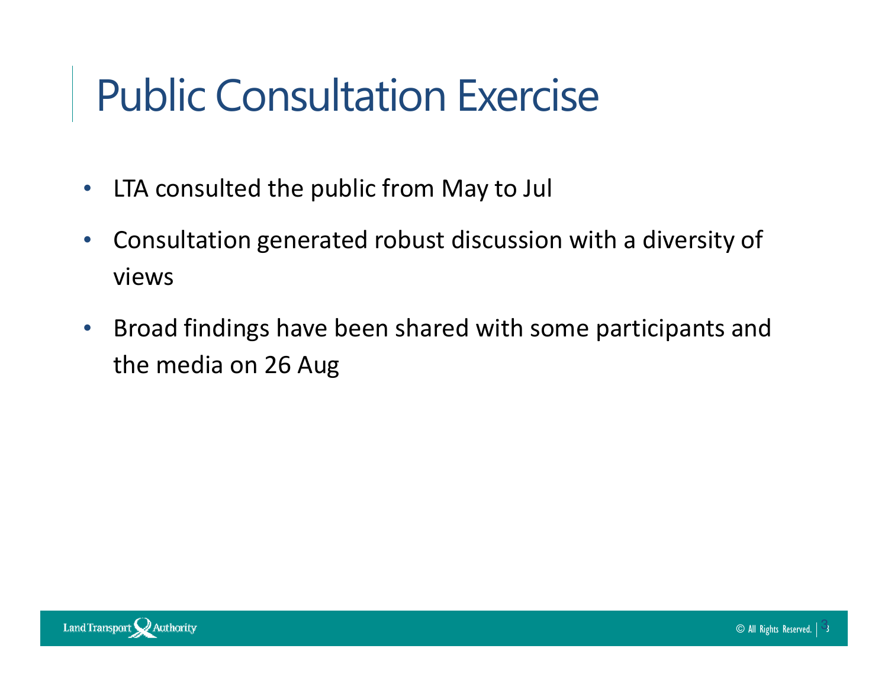# Public Consultation Exercise

- LTA consulted the public from May to Jul
- Consultation generated robust discussion with a diversity of views
- Broad findings have been shared with some participants and the media on 26 Aug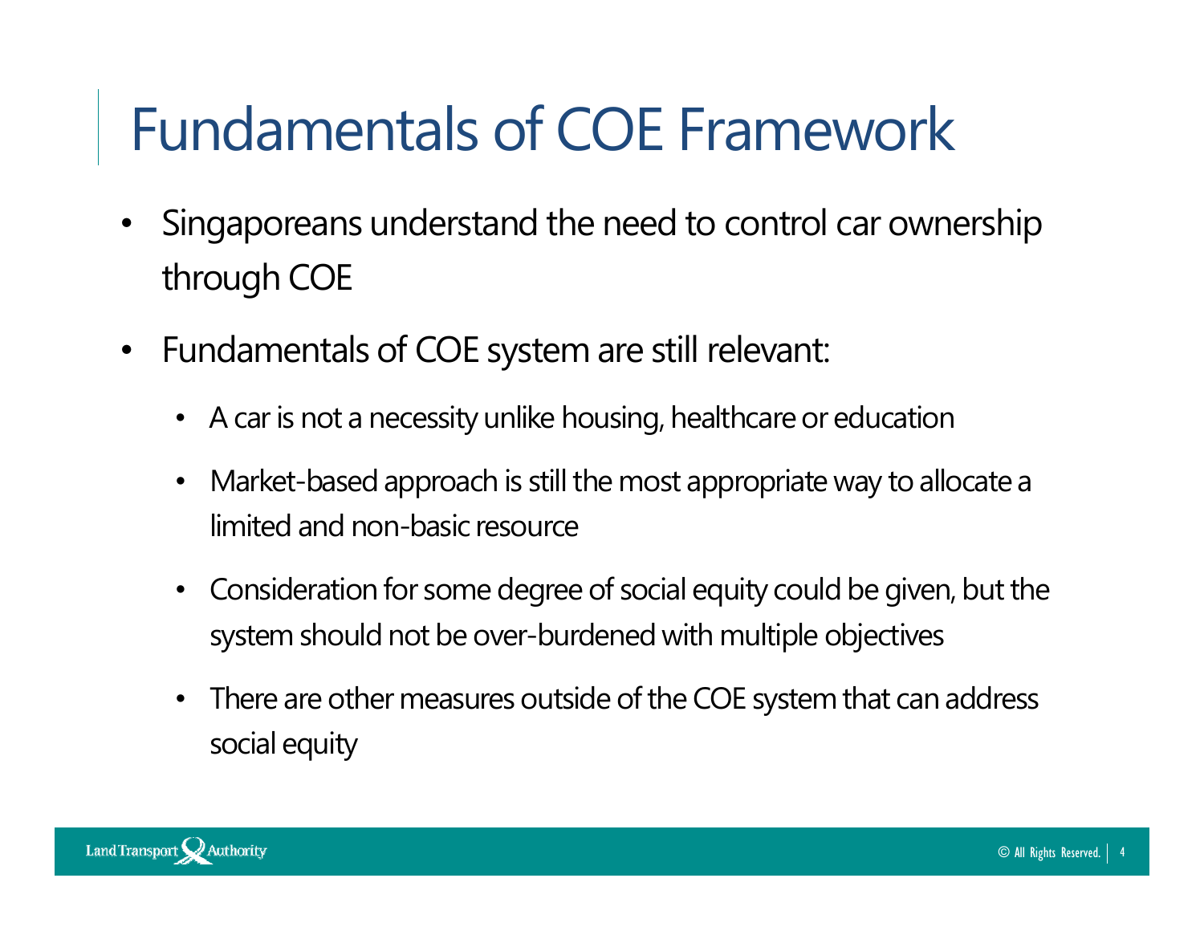# Fundamentals of COE Framework

- Singaporeans understand the need to control car ownership through COE
- Fundamentals of COE system are still relevant:
  - A car is not a necessity unlike housing, healthcare or education
  - Market-based approach is still the most appropriate way to allocate a limited and non-basic resource
  - Consideration for some degree of social equity could be given, but the system should not be over-burdened with multiple objectives
  - There are other measures outside of the COE system that can address social equity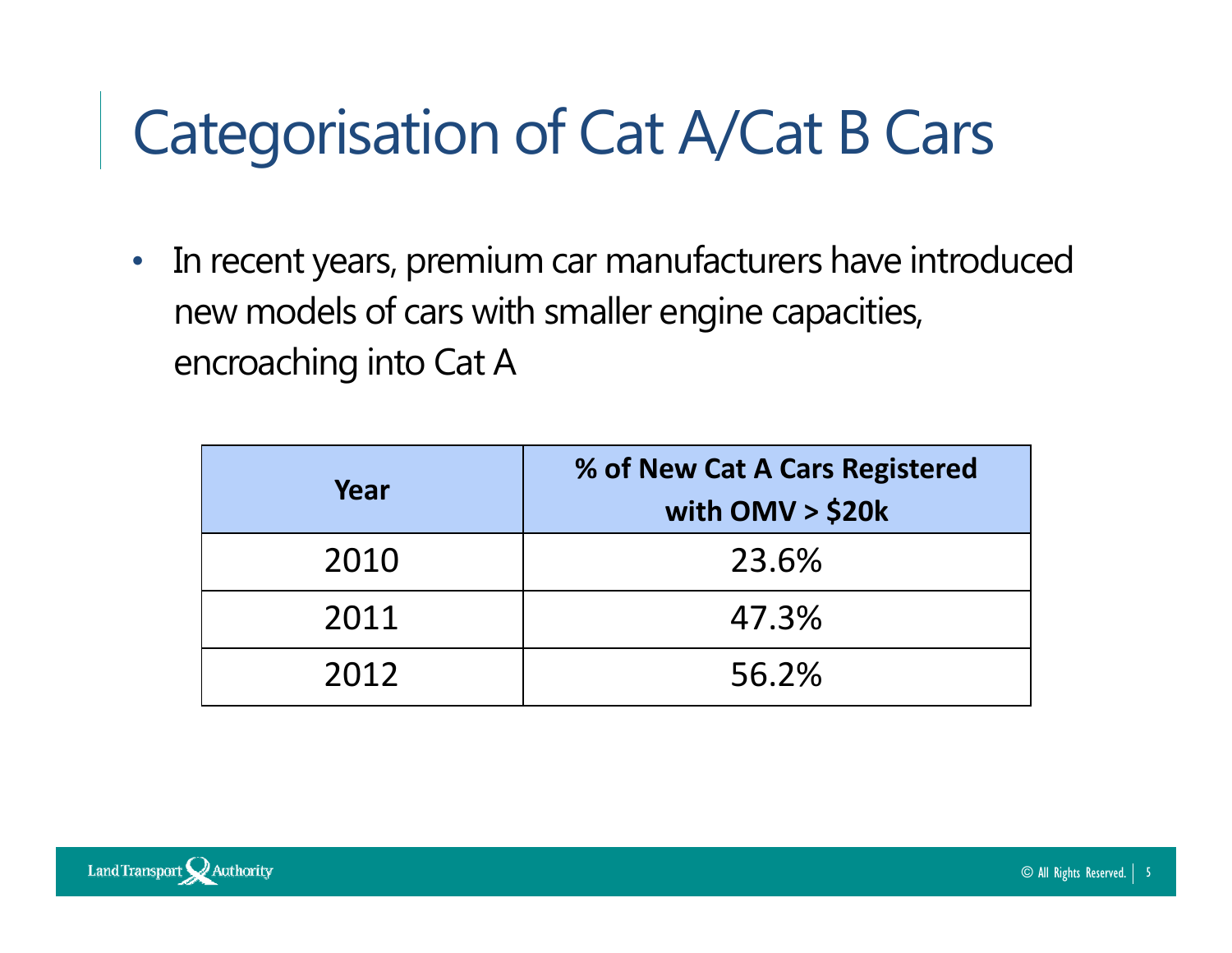# Categorisation of Cat A/Cat B Cars

- In recent years, premium car manufacturers have introduced new models of cars with smaller engine capacities, encroaching into Cat A

| Year | % of New Cat A Cars Registered with OMV > $20k |
|---|---|
| 2010 | 23.6% |
| 2011 | 47.3% |
| 2012 | 56.2% |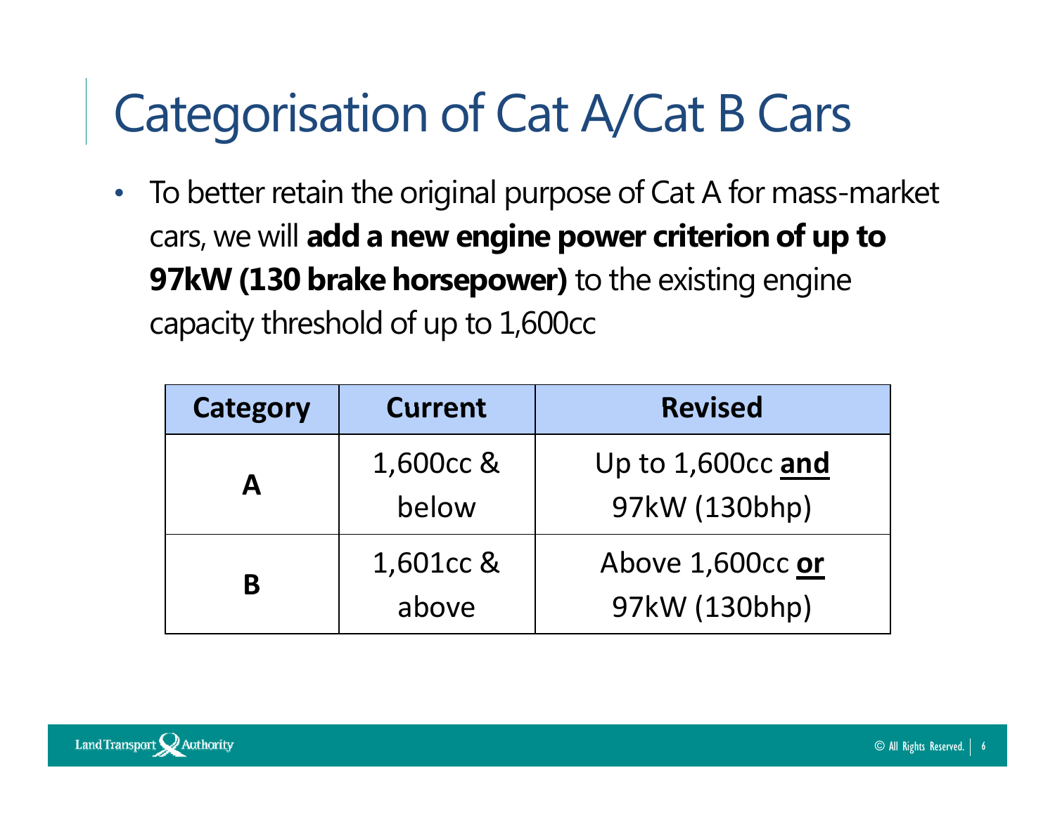# Categorisation of Cat A/Cat B Cars

- To better retain the original purpose of Cat A for mass-market cars, we will **add a new engine power criterion of up to 97kW (130 brake horsepower)** to the existing engine capacity threshold of up to 1,600cc

| Category | Current | Revised |
|---|---|---|
| **A** | 1,600cc & below | Up to 1,600cc **and** 97kW (130bhp) |
| **B** | 1,601cc & above | Above 1,600cc **or** 97kW (130bhp) |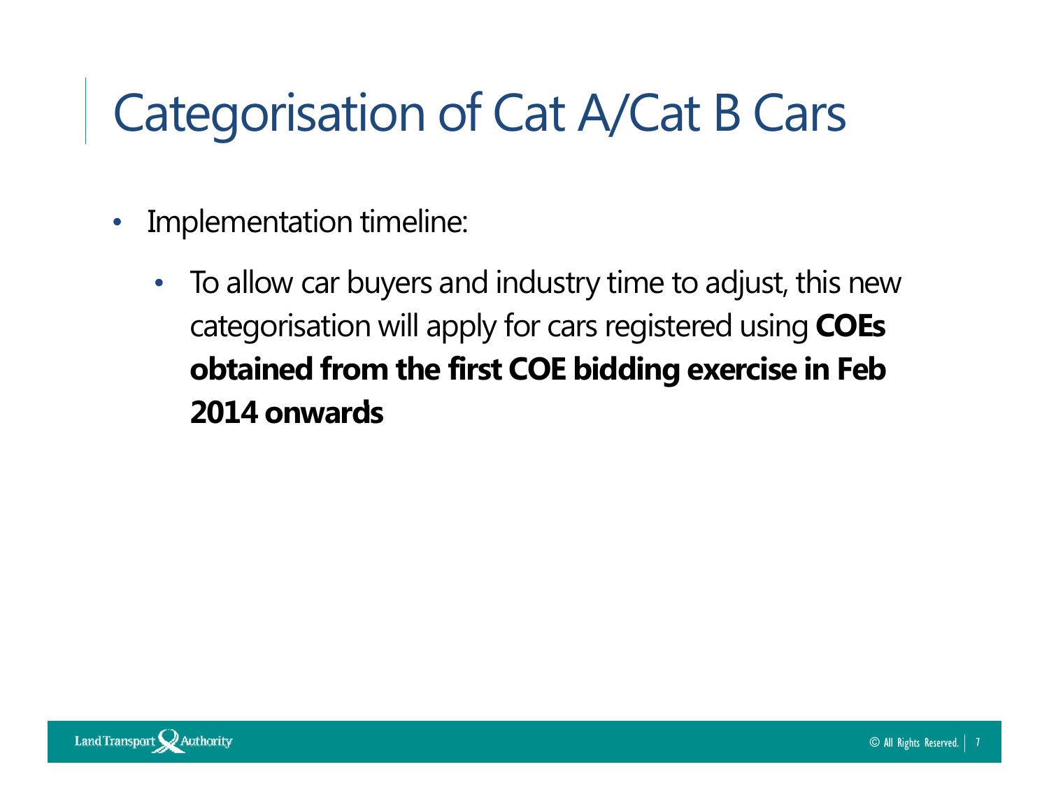# Categorisation of Cat A/Cat B Cars

- Implementation timeline:
  - To allow car buyers and industry time to adjust, this new categorisation will apply for cars registered using **COEs obtained from the first COE bidding exercise in Feb 2014 onwards**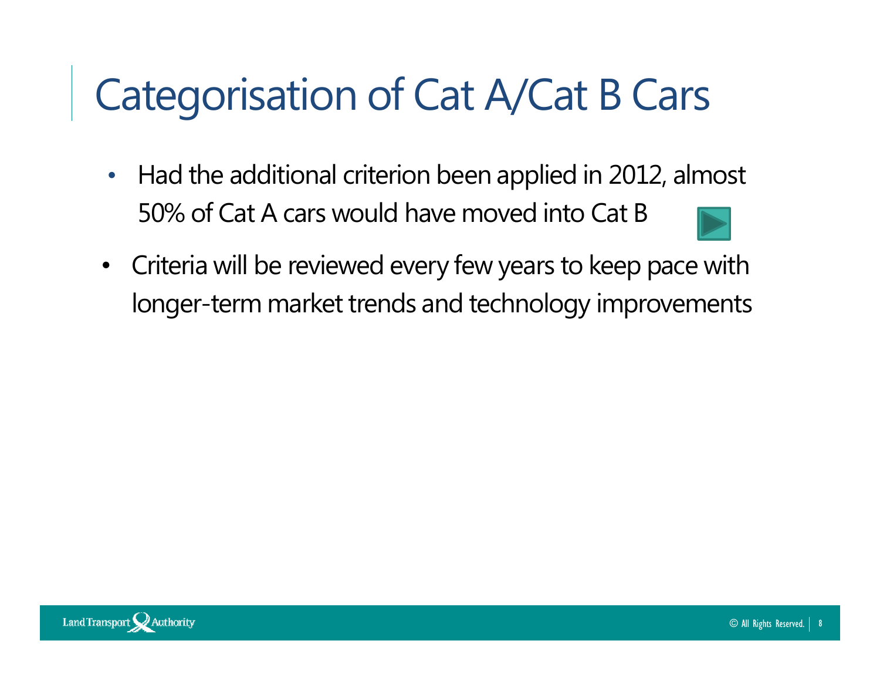# Categorisation of Cat A/Cat B Cars

- Had the additional criterion been applied in 2012, almost 50% of Cat A cars would have moved into Cat B
- Criteria will be reviewed every few years to keep pace with longer-term market trends and technology improvements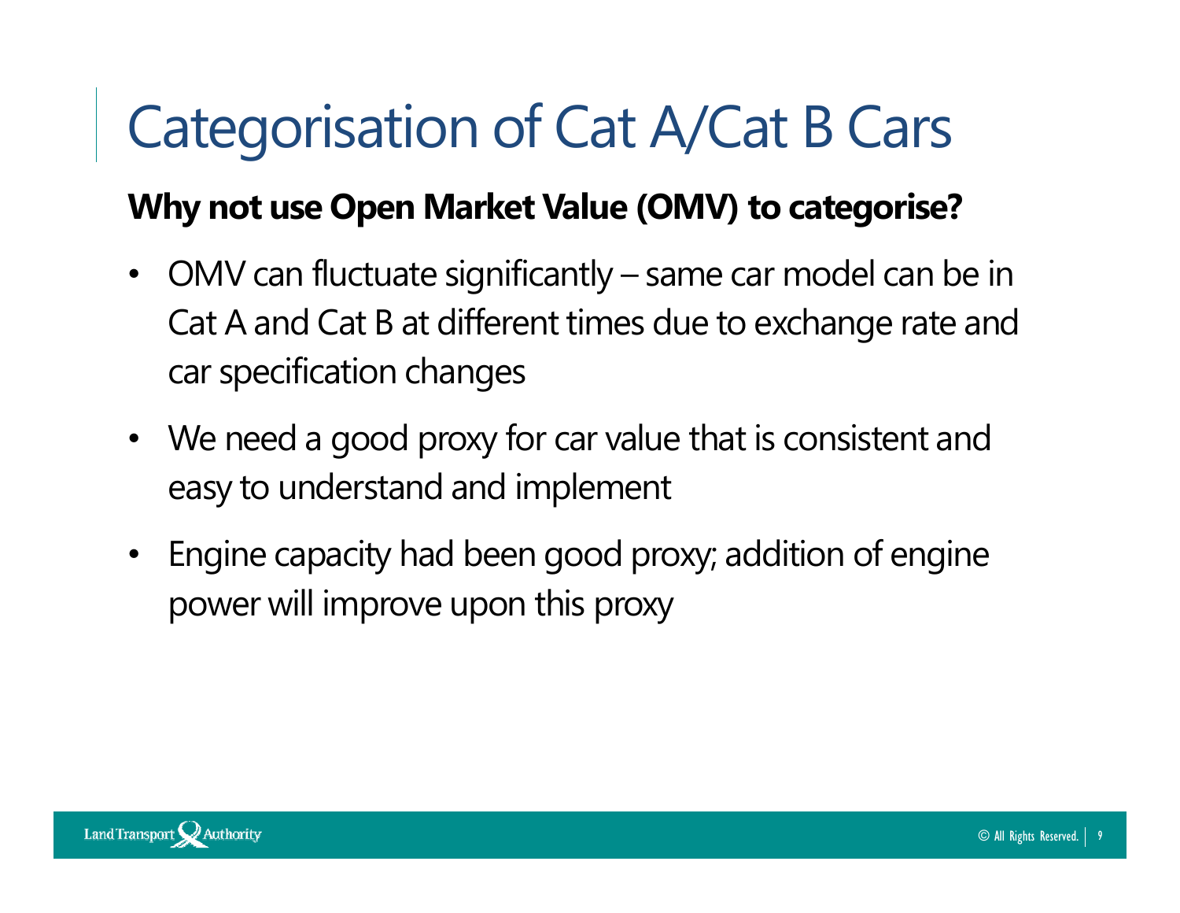# Categorisation of Cat A/Cat B Cars

**Why not use Open Market Value (OMV) to categorise?**

- OMV can fluctuate significantly – same car model can be in Cat A and Cat B at different times due to exchange rate and car specification changes
- We need a good proxy for car value that is consistent and easy to understand and implement
- Engine capacity had been good proxy; addition of engine power will improve upon this proxy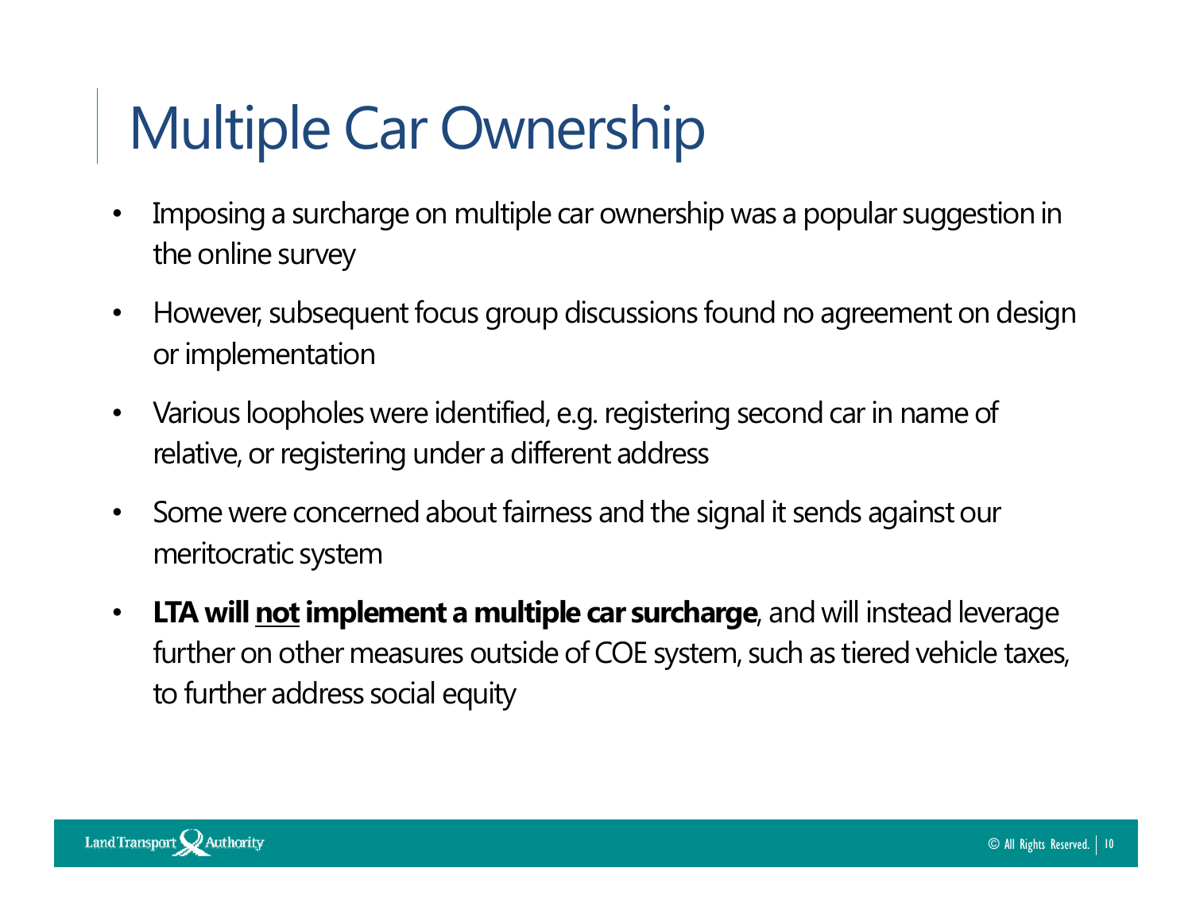# Multiple Car Ownership

- Imposing a surcharge on multiple car ownership was a popular suggestion in the online survey
- However, subsequent focus group discussions found no agreement on design or implementation
- Various loopholes were identified, e.g. registering second car in name of relative, or registering under a different address
- Some were concerned about fairness and the signal it sends against our meritocratic system
- **LTA will <u>not</u> implement a multiple car surcharge**, and will instead leverage further on other measures outside of COE system, such as tiered vehicle taxes, to further address social equity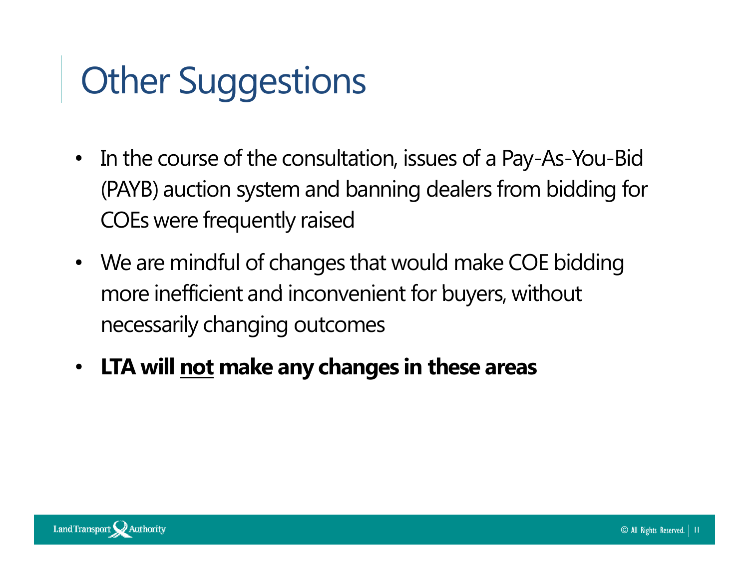# Other Suggestions

- In the course of the consultation, issues of a Pay-As-You-Bid (PAYB) auction system and banning dealers from bidding for COEs were frequently raised
- We are mindful of changes that would make COE bidding more inefficient and inconvenient for buyers, without necessarily changing outcomes
- **LTA will <u>not</u> make any changes in these areas**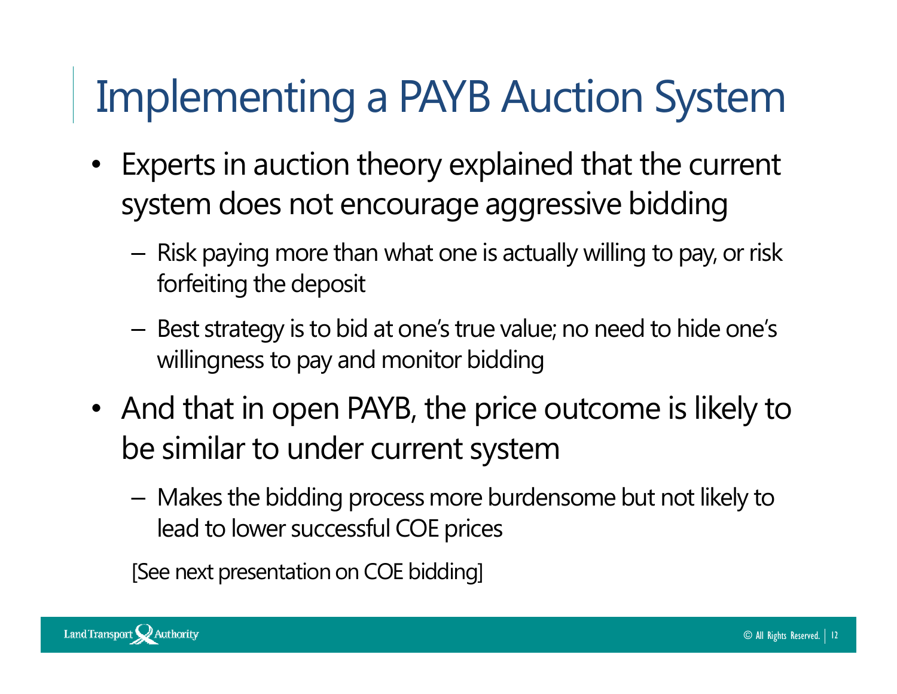# Implementing a PAYB Auction System

- Experts in auction theory explained that the current system does not encourage aggressive bidding
  - Risk paying more than what one is actually willing to pay, or risk forfeiting the deposit
  - Best strategy is to bid at one's true value; no need to hide one's willingness to pay and monitor bidding
- And that in open PAYB, the price outcome is likely to be similar to under current system
  - Makes the bidding process more burdensome but not likely to lead to lower successful COE prices

[See next presentation on COE bidding]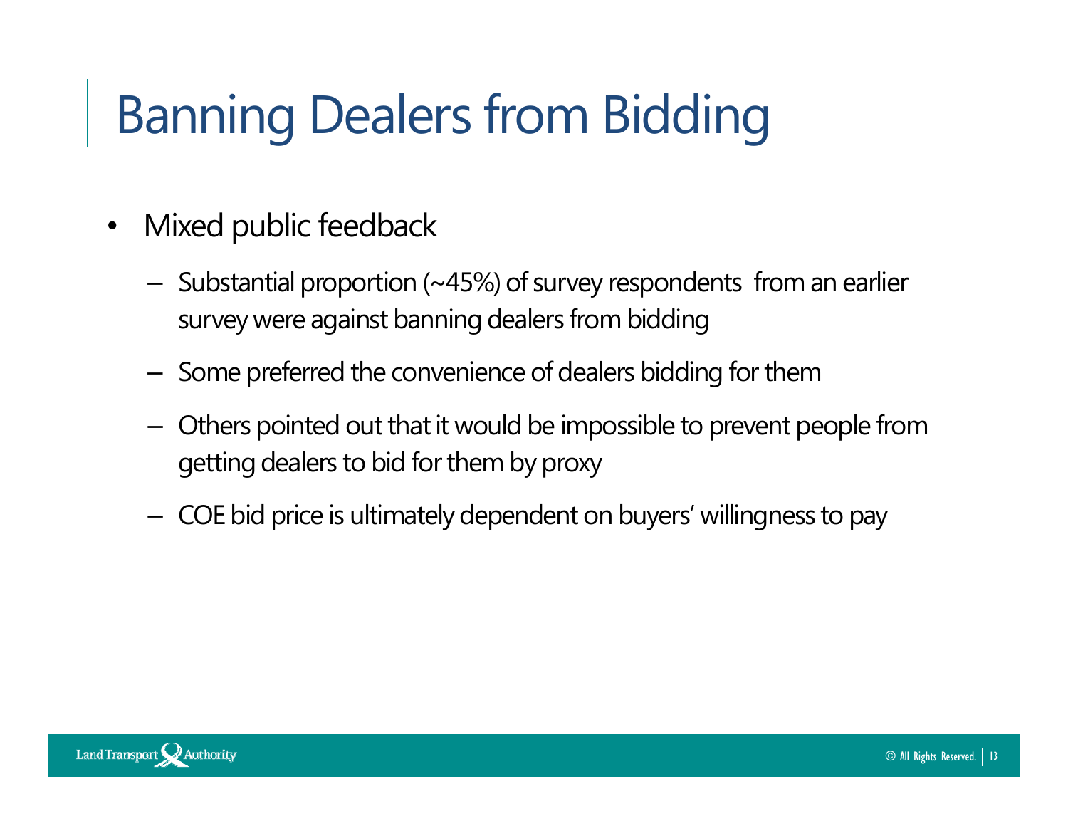# Banning Dealers from Bidding

- Mixed public feedback
  - Substantial proportion (~45%) of survey respondents from an earlier survey were against banning dealers from bidding
  - Some preferred the convenience of dealers bidding for them
  - Others pointed out that it would be impossible to prevent people from getting dealers to bid for them by proxy
  - COE bid price is ultimately dependent on buyers' willingness to pay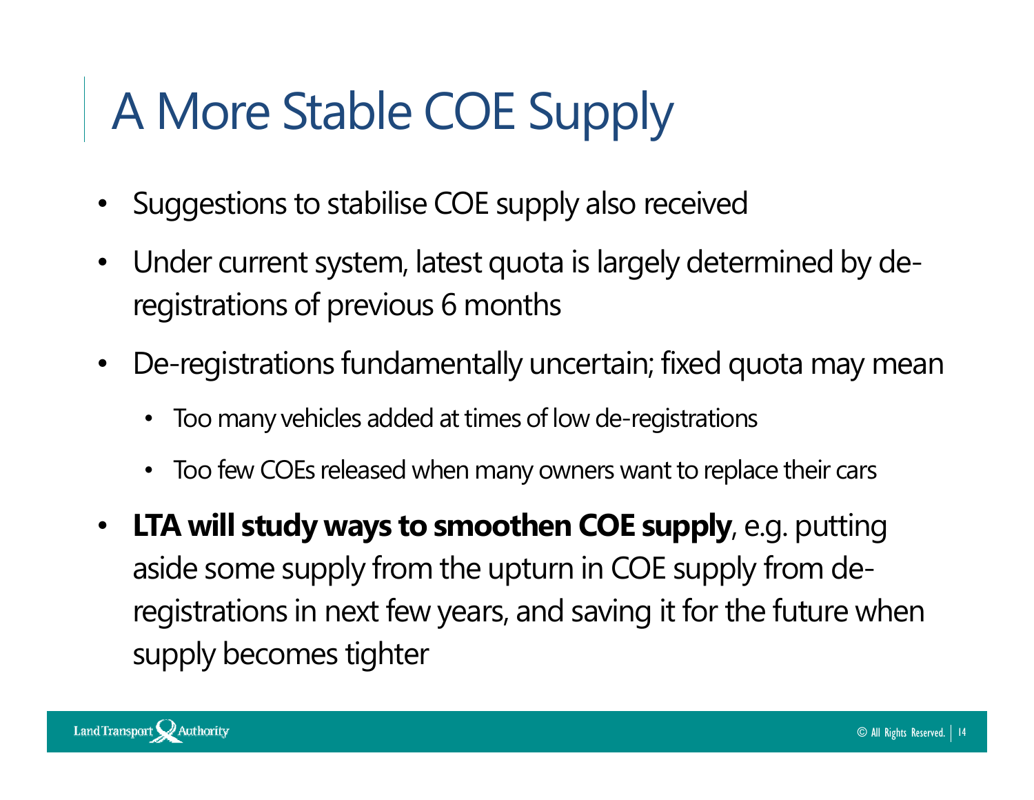# A More Stable COE Supply

- Suggestions to stabilise COE supply also received
- Under current system, latest quota is largely determined by de-registrations of previous 6 months
- De-registrations fundamentally uncertain; fixed quota may mean
  - Too many vehicles added at times of low de-registrations
  - Too few COEs released when many owners want to replace their cars
- **LTA will study ways to smoothen COE supply**, e.g. putting aside some supply from the upturn in COE supply from de-registrations in next few years, and saving it for the future when supply becomes tighter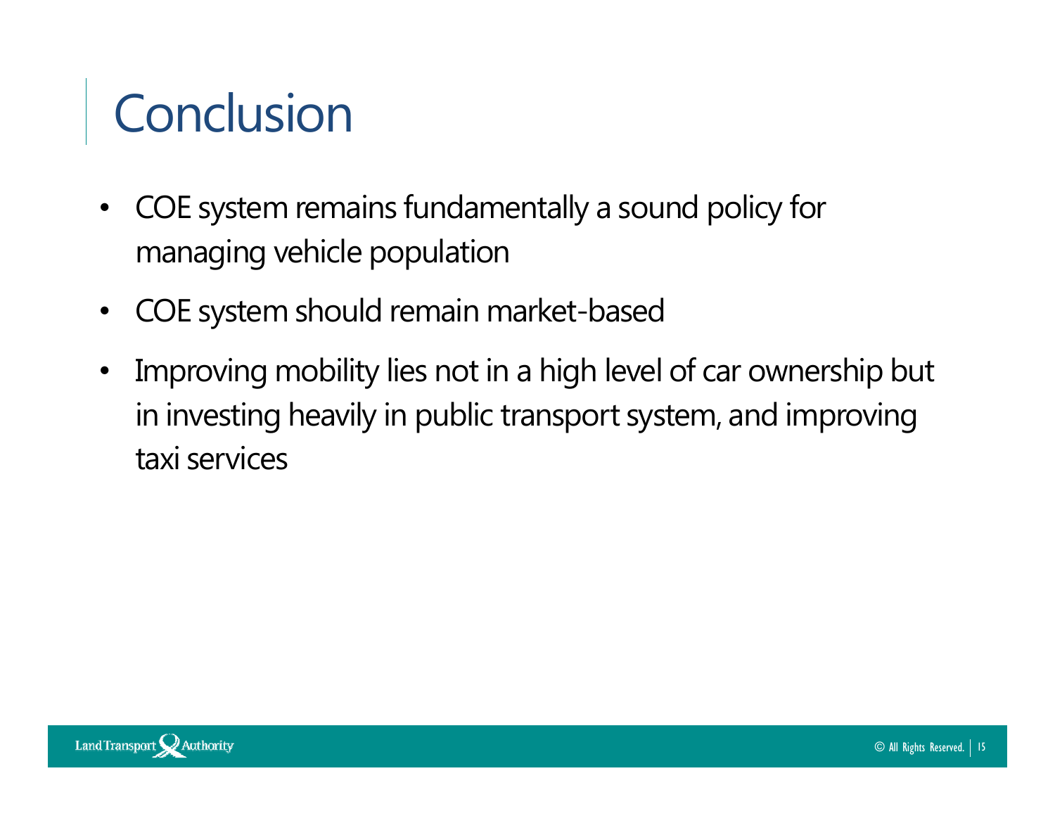# Conclusion

- COE system remains fundamentally a sound policy for managing vehicle population
- COE system should remain market-based
- Improving mobility lies not in a high level of car ownership but in investing heavily in public transport system, and improving taxi services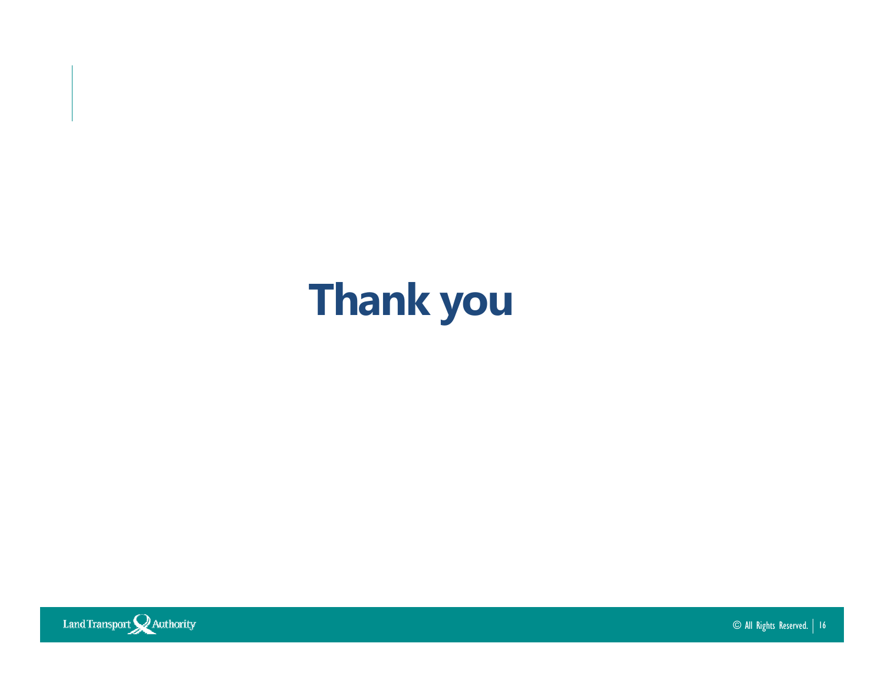# Thank you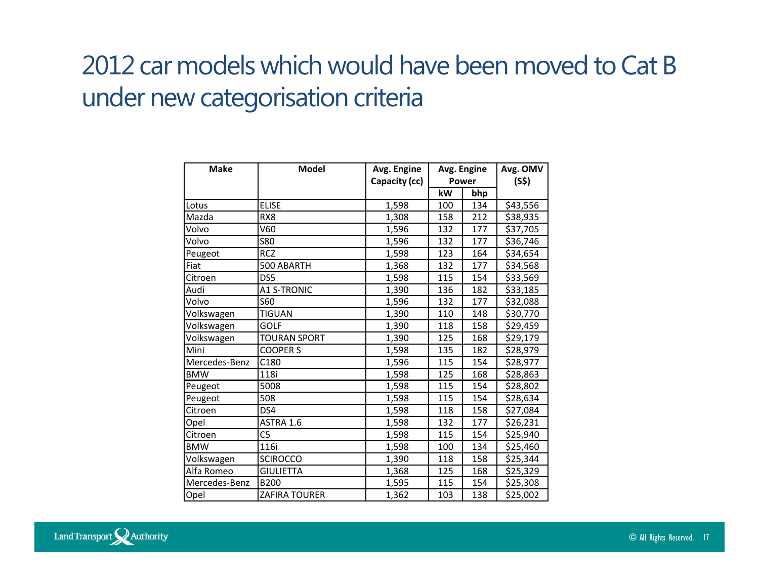# 2012 car models which would have been moved to Cat B under new categorisation criteria

| Make | Model | Avg. Engine Capacity (cc) | Avg. Engine Power | | Avg. OMV (S$) |
|---|---|---|---|---|---|
| | | | kW | bhp | |
| Lotus | ELISE | 1,598 | 100 | 134 | $43,556 |
| Mazda | RX8 | 1,308 | 158 | 212 | $38,935 |
| Volvo | V60 | 1,596 | 132 | 177 | $37,705 |
| Volvo | S80 | 1,596 | 132 | 177 | $36,746 |
| Peugeot | RCZ | 1,598 | 123 | 164 | $34,654 |
| Fiat | 500 ABARTH | 1,368 | 132 | 177 | $34,568 |
| Citroen | DS5 | 1,598 | 115 | 154 | $33,569 |
| Audi | A1 S-TRONIC | 1,390 | 136 | 182 | $33,185 |
| Volvo | S60 | 1,596 | 132 | 177 | $32,088 |
| Volkswagen | TIGUAN | 1,390 | 110 | 148 | $30,770 |
| Volkswagen | GOLF | 1,390 | 118 | 158 | $29,459 |
| Volkswagen | TOURAN SPORT | 1,390 | 125 | 168 | $29,179 |
| Mini | COOPER S | 1,598 | 135 | 182 | $28,979 |
| Mercedes-Benz | C180 | 1,596 | 115 | 154 | $28,977 |
| BMW | 118i | 1,598 | 125 | 168 | $28,863 |
| Peugeot | 5008 | 1,598 | 115 | 154 | $28,802 |
| Peugeot | 508 | 1,598 | 115 | 154 | $28,634 |
| Citroen | DS4 | 1,598 | 118 | 158 | $27,084 |
| Opel | ASTRA 1.6 | 1,598 | 132 | 177 | $26,231 |
| Citroen | C5 | 1,598 | 115 | 154 | $25,940 |
| BMW | 116i | 1,598 | 100 | 134 | $25,460 |
| Volkswagen | SCIROCCO | 1,390 | 118 | 158 | $25,344 |
| Alfa Romeo | GIULIETTA | 1,368 | 125 | 168 | $25,329 |
| Mercedes-Benz | B200 | 1,595 | 115 | 154 | $25,308 |
| Opel | ZAFIRA TOURER | 1,362 | 103 | 138 | $25,002 |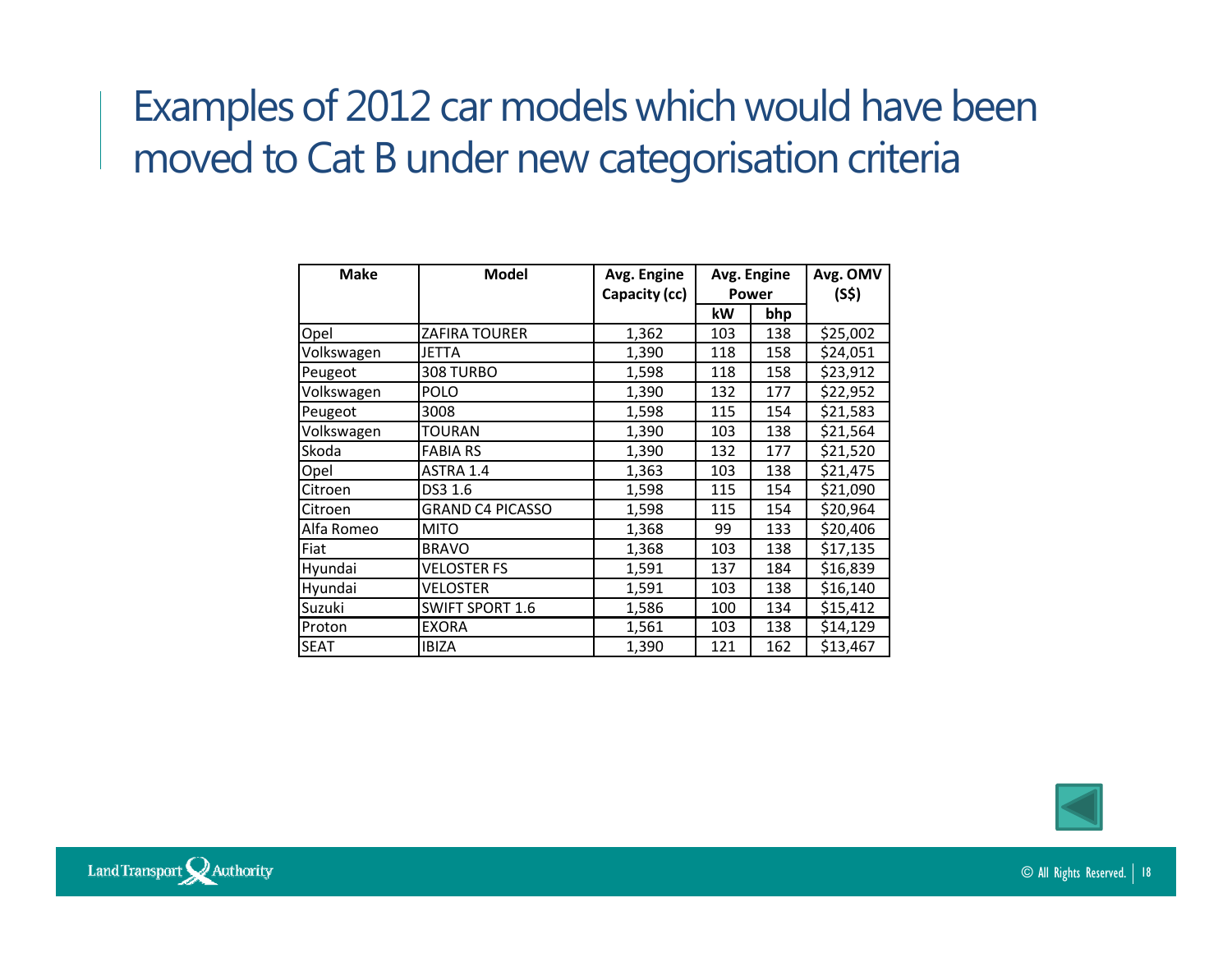# Examples of 2012 car models which would have been moved to Cat B under new categorisation criteria

| Make | Model | Avg. Engine Capacity (cc) | Avg. Engine Power | | Avg. OMV (S$) |
|---|---|---|---|---|---|
| | | | kW | bhp | |
| Opel | ZAFIRA TOURER | 1,362 | 103 | 138 | $25,002 |
| Volkswagen | JETTA | 1,390 | 118 | 158 | $24,051 |
| Peugeot | 308 TURBO | 1,598 | 118 | 158 | $23,912 |
| Volkswagen | POLO | 1,390 | 132 | 177 | $22,952 |
| Peugeot | 3008 | 1,598 | 115 | 154 | $21,583 |
| Volkswagen | TOURAN | 1,390 | 103 | 138 | $21,564 |
| Skoda | FABIA RS | 1,390 | 132 | 177 | $21,520 |
| Opel | ASTRA 1.4 | 1,363 | 103 | 138 | $21,475 |
| Citroen | DS3 1.6 | 1,598 | 115 | 154 | $21,090 |
| Citroen | GRAND C4 PICASSO | 1,598 | 115 | 154 | $20,964 |
| Alfa Romeo | MITO | 1,368 | 99 | 133 | $20,406 |
| Fiat | BRAVO | 1,368 | 103 | 138 | $17,135 |
| Hyundai | VELOSTER FS | 1,591 | 137 | 184 | $16,839 |
| Hyundai | VELOSTER | 1,591 | 103 | 138 | $16,140 |
| Suzuki | SWIFT SPORT 1.6 | 1,586 | 100 | 134 | $15,412 |
| Proton | EXORA | 1,561 | 103 | 138 | $14,129 |
| SEAT | IBIZA | 1,390 | 121 | 162 | $13,467 |